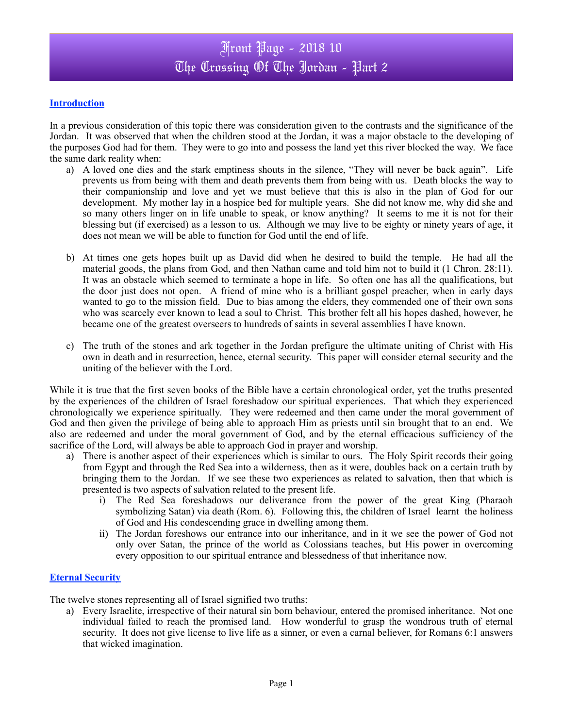# Front Page - 2018 10
# The Crossing Of The Jordan - Part 2

## Introduction

In a previous consideration of this topic there was consideration given to the contrasts and the significance of the Jordan. It was observed that when the children stood at the Jordan, it was a major obstacle to the developing of the purposes God had for them. They were to go into and possess the land yet this river blocked the way. We face the same dark reality when:

a) A loved one dies and the stark emptiness shouts in the silence, "They will never be back again". Life prevents us from being with them and death prevents them from being with us. Death blocks the way to their companionship and love and yet we must believe that this is also in the plan of God for our development. My mother lay in a hospice bed for multiple years. She did not know me, why did she and so many others linger on in life unable to speak, or know anything? It seems to me it is not for their blessing but (if exercised) as a lesson to us. Although we may live to be eighty or ninety years of age, it does not mean we will be able to function for God until the end of life.

b) At times one gets hopes built up as David did when he desired to build the temple. He had all the material goods, the plans from God, and then Nathan came and told him not to build it (1 Chron. 28:11). It was an obstacle which seemed to terminate a hope in life. So often one has all the qualifications, but the door just does not open. A friend of mine who is a brilliant gospel preacher, when in early days wanted to go to the mission field. Due to bias among the elders, they commended one of their own sons who was scarcely ever known to lead a soul to Christ. This brother felt all his hopes dashed, however, he became one of the greatest overseers to hundreds of saints in several assemblies I have known.

c) The truth of the stones and ark together in the Jordan prefigure the ultimate uniting of Christ with His own in death and in resurrection, hence, eternal security. This paper will consider eternal security and the uniting of the believer with the Lord.

While it is true that the first seven books of the Bible have a certain chronological order, yet the truths presented by the experiences of the children of Israel foreshadow our spiritual experiences. That which they experienced chronologically we experience spiritually. They were redeemed and then came under the moral government of God and then given the privilege of being able to approach Him as priests until sin brought that to an end. We also are redeemed and under the moral government of God, and by the eternal efficacious sufficiency of the sacrifice of the Lord, will always be able to approach God in prayer and worship.

a) There is another aspect of their experiences which is similar to ours. The Holy Spirit records their going from Egypt and through the Red Sea into a wilderness, then as it were, doubles back on a certain truth by bringing them to the Jordan. If we see these two experiences as related to salvation, then that which is presented is two aspects of salvation related to the present life.
   i) The Red Sea foreshadows our deliverance from the power of the great King (Pharaoh symbolizing Satan) via death (Rom. 6). Following this, the children of Israel learnt the holiness of God and His condescending grace in dwelling among them.
   ii) The Jordan foreshows our entrance into our inheritance, and in it we see the power of God not only over Satan, the prince of the world as Colossians teaches, but His power in overcoming every opposition to our spiritual entrance and blessedness of that inheritance now.

## Eternal Security

The twelve stones representing all of Israel signified two truths:

a) Every Israelite, irrespective of their natural sin born behaviour, entered the promised inheritance. Not one individual failed to reach the promised land. How wonderful to grasp the wondrous truth of eternal security. It does not give license to live life as a sinner, or even a carnal believer, for Romans 6:1 answers that wicked imagination.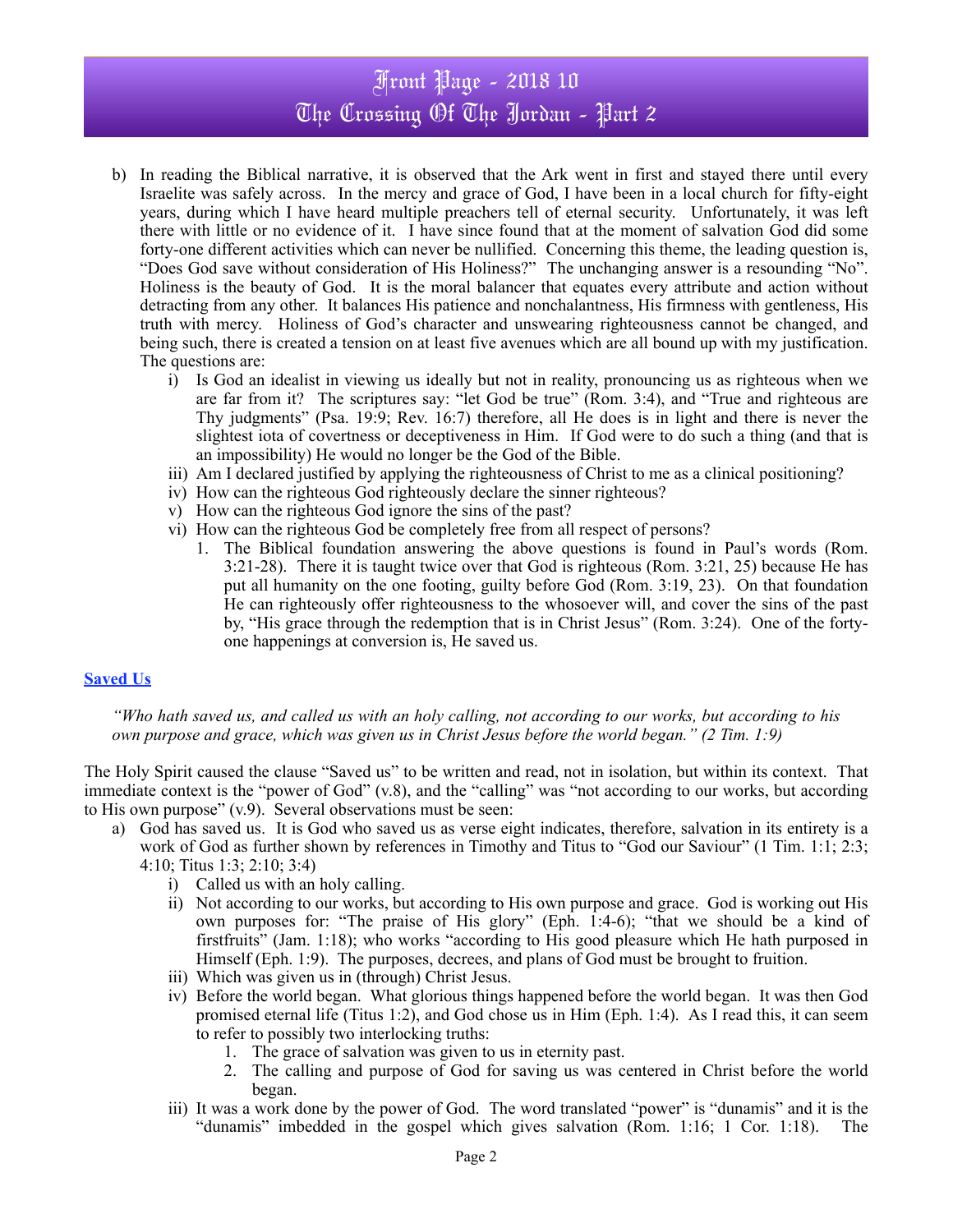b) In reading the Biblical narrative, it is observed that the Ark went in first and stayed there until every Israelite was safely across. In the mercy and grace of God, I have been in a local church for fifty-eight years, during which I have heard multiple preachers tell of eternal security. Unfortunately, it was left there with little or no evidence of it. I have since found that at the moment of salvation God did some forty-one different activities which can never be nullified. Concerning this theme, the leading question is, "Does God save without consideration of His Holiness?" The unchanging answer is a resounding "No". Holiness is the beauty of God. It is the moral balancer that equates every attribute and action without detracting from any other. It balances His patience and nonchalantness, His firmness with gentleness, His truth with mercy. Holiness of God's character and unswearing righteousness cannot be changed, and being such, there is created a tension on at least five avenues which are all bound up with my justification. The questions are:

   i) Is God an idealist in viewing us ideally but not in reality, pronouncing us as righteous when we are far from it? The scriptures say: "let God be true" (Rom. 3:4), and "True and righteous are Thy judgments" (Psa. 19:9; Rev. 16:7) therefore, all He does is in light and there is never the slightest iota of covertness or deceptiveness in Him. If God were to do such a thing (and that is an impossibility) He would no longer be the God of the Bible.

   iii) Am I declared justified by applying the righteousness of Christ to me as a clinical positioning?

   iv) How can the righteous God righteously declare the sinner righteous?

   v) How can the righteous God ignore the sins of the past?

   vi) How can the righteous God be completely free from all respect of persons?

      1. The Biblical foundation answering the above questions is found in Paul's words (Rom. 3:21-28). There it is taught twice over that God is righteous (Rom. 3:21, 25) because He has put all humanity on the one footing, guilty before God (Rom. 3:19, 23). On that foundation He can righteously offer righteousness to the whosoever will, and cover the sins of the past by, "His grace through the redemption that is in Christ Jesus" (Rom. 3:24). One of the forty-one happenings at conversion is, He saved us.

## Saved Us

*"Who hath saved us, and called us with an holy calling, not according to our works, but according to his own purpose and grace, which was given us in Christ Jesus before the world began." (2 Tim. 1:9)*

The Holy Spirit caused the clause "Saved us" to be written and read, not in isolation, but within its context. That immediate context is the "power of God" (v.8), and the "calling" was "not according to our works, but according to His own purpose" (v.9). Several observations must be seen:

a) God has saved us. It is God who saved us as verse eight indicates, therefore, salvation in its entirety is a work of God as further shown by references in Timothy and Titus to "God our Saviour" (1 Tim. 1:1; 2:3; 4:10; Titus 1:3; 2:10; 3:4)

   i) Called us with an holy calling.

   ii) Not according to our works, but according to His own purpose and grace. God is working out His own purposes for: "The praise of His glory" (Eph. 1:4-6); "that we should be a kind of firstfruits" (Jam. 1:18); who works "according to His good pleasure which He hath purposed in Himself (Eph. 1:9). The purposes, decrees, and plans of God must be brought to fruition.

   iii) Which was given us in (through) Christ Jesus.

   iv) Before the world began. What glorious things happened before the world began. It was then God promised eternal life (Titus 1:2), and God chose us in Him (Eph. 1:4). As I read this, it can seem to refer to possibly two interlocking truths:

      1. The grace of salvation was given to us in eternity past.
      2. The calling and purpose of God for saving us was centered in Christ before the world began.

   iii) It was a work done by the power of God. The word translated "power" is "dunamis" and it is the "dunamis" imbedded in the gospel which gives salvation (Rom. 1:16; 1 Cor. 1:18). The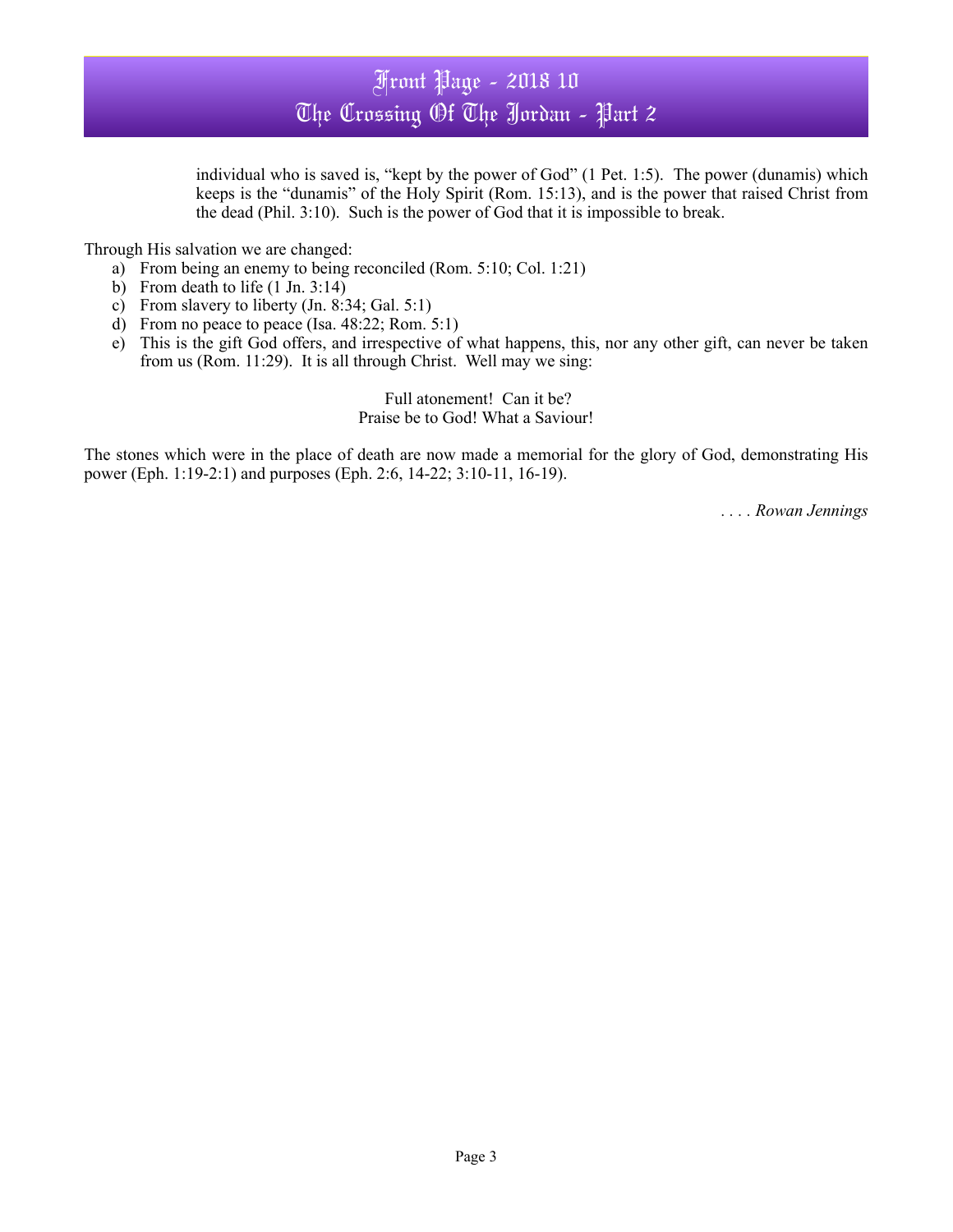individual who is saved is, "kept by the power of God" (1 Pet. 1:5). The power (dunamis) which keeps is the "dunamis" of the Holy Spirit (Rom. 15:13), and is the power that raised Christ from the dead (Phil. 3:10). Such is the power of God that it is impossible to break.

Through His salvation we are changed:

a) From being an enemy to being reconciled (Rom. 5:10; Col. 1:21)
b) From death to life (1 Jn. 3:14)
c) From slavery to liberty (Jn. 8:34; Gal. 5:1)
d) From no peace to peace (Isa. 48:22; Rom. 5:1)
e) This is the gift God offers, and irrespective of what happens, this, nor any other gift, can never be taken from us (Rom. 11:29). It is all through Christ. Well may we sing:

Full atonement! Can it be?
Praise be to God! What a Saviour!

The stones which were in the place of death are now made a memorial for the glory of God, demonstrating His power (Eph. 1:19-2:1) and purposes (Eph. 2:6, 14-22; 3:10-11, 16-19).

. . . . *Rowan Jennings*